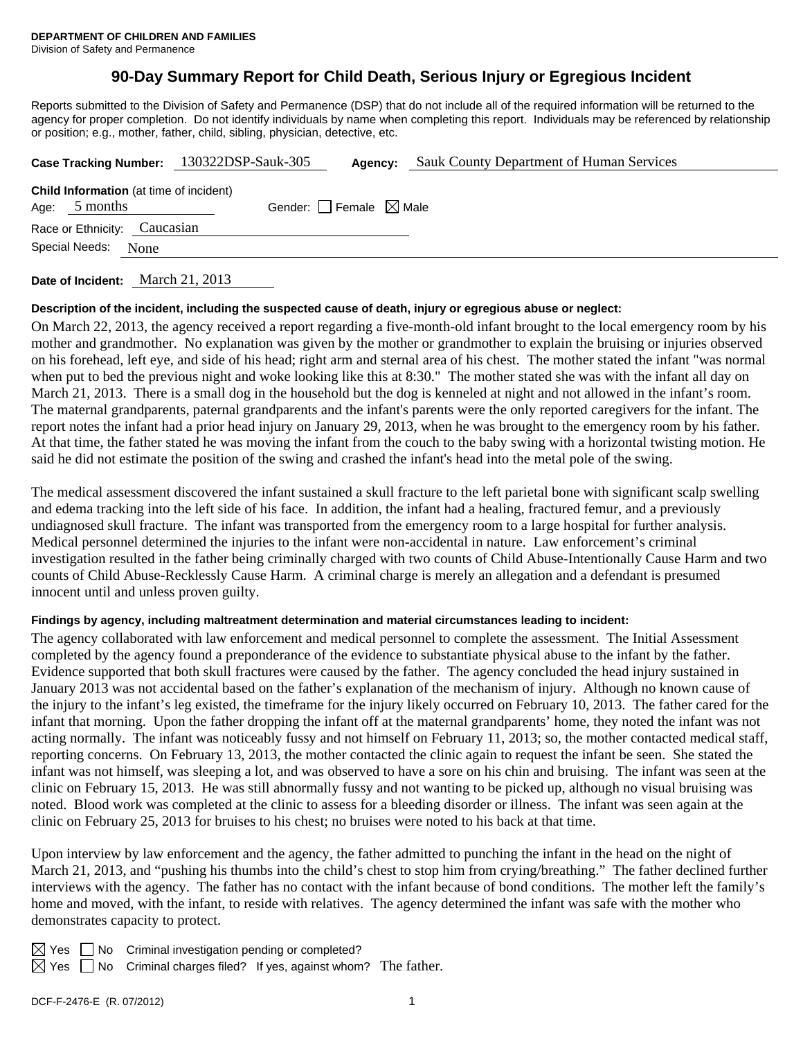**DEPARTMENT OF CHILDREN AND FAMILIES**
Division of Safety and Permanence

# 90-Day Summary Report for Child Death, Serious Injury or Egregious Incident

Reports submitted to the Division of Safety and Permanence (DSP) that do not include all of the required information will be returned to the agency for proper completion. Do not identify individuals by name when completing this report. Individuals may be referenced by relationship or position; e.g., mother, father, child, sibling, physician, detective, etc.

**Case Tracking Number:** 130322DSP-Sauk-305 **Agency:** Sauk County Department of Human Services

**Child Information** (at time of incident)
Age: 5 months Gender: ☐ Female ☒ Male
Race or Ethnicity: Caucasian
Special Needs: None

**Date of Incident:** March 21, 2013

**Description of the incident, including the suspected cause of death, injury or egregious abuse or neglect:**

On March 22, 2013, the agency received a report regarding a five-month-old infant brought to the local emergency room by his mother and grandmother. No explanation was given by the mother or grandmother to explain the bruising or injuries observed on his forehead, left eye, and side of his head; right arm and sternal area of his chest. The mother stated the infant "was normal when put to bed the previous night and woke looking like this at 8:30." The mother stated she was with the infant all day on March 21, 2013. There is a small dog in the household but the dog is kenneled at night and not allowed in the infant's room. The maternal grandparents, paternal grandparents and the infant's parents were the only reported caregivers for the infant. The report notes the infant had a prior head injury on January 29, 2013, when he was brought to the emergency room by his father. At that time, the father stated he was moving the infant from the couch to the baby swing with a horizontal twisting motion. He said he did not estimate the position of the swing and crashed the infant's head into the metal pole of the swing.

The medical assessment discovered the infant sustained a skull fracture to the left parietal bone with significant scalp swelling and edema tracking into the left side of his face. In addition, the infant had a healing, fractured femur, and a previously undiagnosed skull fracture. The infant was transported from the emergency room to a large hospital for further analysis. Medical personnel determined the injuries to the infant were non-accidental in nature. Law enforcement's criminal investigation resulted in the father being criminally charged with two counts of Child Abuse-Intentionally Cause Harm and two counts of Child Abuse-Recklessly Cause Harm. A criminal charge is merely an allegation and a defendant is presumed innocent until and unless proven guilty.

**Findings by agency, including maltreatment determination and material circumstances leading to incident:**

The agency collaborated with law enforcement and medical personnel to complete the assessment. The Initial Assessment completed by the agency found a preponderance of the evidence to substantiate physical abuse to the infant by the father. Evidence supported that both skull fractures were caused by the father. The agency concluded the head injury sustained in January 2013 was not accidental based on the father's explanation of the mechanism of injury. Although no known cause of the injury to the infant's leg existed, the timeframe for the injury likely occurred on February 10, 2013. The father cared for the infant that morning. Upon the father dropping the infant off at the maternal grandparents' home, they noted the infant was not acting normally. The infant was noticeably fussy and not himself on February 11, 2013; so, the mother contacted medical staff, reporting concerns. On February 13, 2013, the mother contacted the clinic again to request the infant be seen. She stated the infant was not himself, was sleeping a lot, and was observed to have a sore on his chin and bruising. The infant was seen at the clinic on February 15, 2013. He was still abnormally fussy and not wanting to be picked up, although no visual bruising was noted. Blood work was completed at the clinic to assess for a bleeding disorder or illness. The infant was seen again at the clinic on February 25, 2013 for bruises to his chest; no bruises were noted to his back at that time.

Upon interview by law enforcement and the agency, the father admitted to punching the infant in the head on the night of March 21, 2013, and "pushing his thumbs into the child's chest to stop him from crying/breathing." The father declined further interviews with the agency. The father has no contact with the infant because of bond conditions. The mother left the family's home and moved, with the infant, to reside with relatives. The agency determined the infant was safe with the mother who demonstrates capacity to protect.

☒ Yes ☐ No Criminal investigation pending or completed?
☒ Yes ☐ No Criminal charges filed? If yes, against whom? The father.

DCF-F-2476-E (R. 07/2012)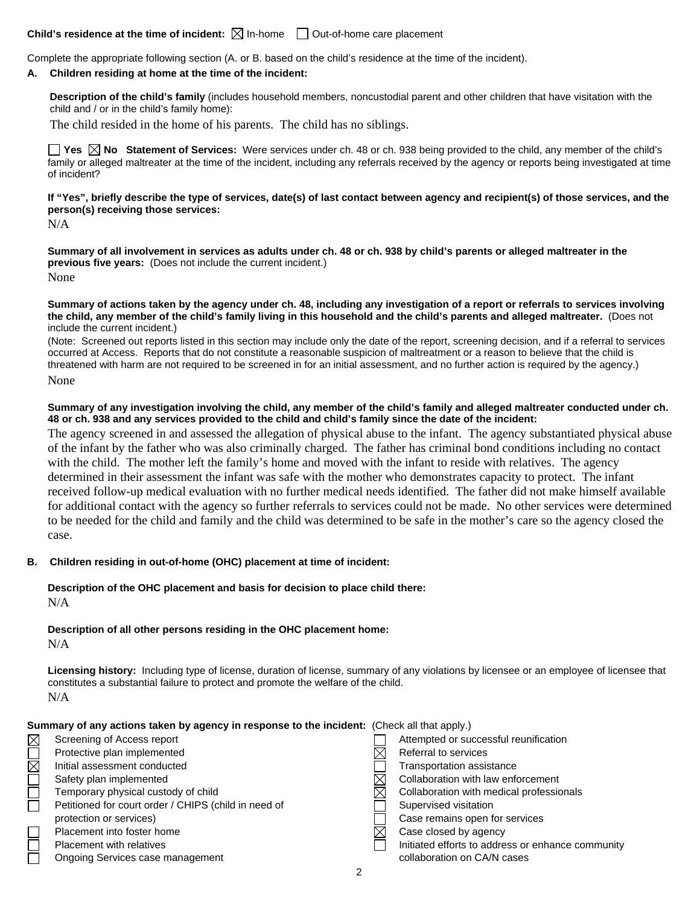**Child's residence at the time of incident:** ☒ In-home ☐ Out-of-home care placement

Complete the appropriate following section (A. or B. based on the child's residence at the time of the incident).

**A. Children residing at home at the time of the incident:**

**Description of the child's family** (includes household members, noncustodial parent and other children that have visitation with the child and / or in the child's family home):

The child resided in the home of his parents. The child has no siblings.

☐ **Yes** ☒ **No** **Statement of Services:** Were services under ch. 48 or ch. 938 being provided to the child, any member of the child's family or alleged maltreater at the time of the incident, including any referrals received by the agency or reports being investigated at time of incident?

**If "Yes", briefly describe the type of services, date(s) of last contact between agency and recipient(s) of those services, and the person(s) receiving those services:**

N/A

**Summary of all involvement in services as adults under ch. 48 or ch. 938 by child's parents or alleged maltreater in the previous five years:** (Does not include the current incident.)

None

**Summary of actions taken by the agency under ch. 48, including any investigation of a report or referrals to services involving the child, any member of the child's family living in this household and the child's parents and alleged maltreater.** (Does not include the current incident.)

(Note: Screened out reports listed in this section may include only the date of the report, screening decision, and if a referral to services occurred at Access. Reports that do not constitute a reasonable suspicion of maltreatment or a reason to believe that the child is threatened with harm are not required to be screened in for an initial assessment, and no further action is required by the agency.)

None

**Summary of any investigation involving the child, any member of the child's family and alleged maltreater conducted under ch. 48 or ch. 938 and any services provided to the child and child's family since the date of the incident:**

The agency screened in and assessed the allegation of physical abuse to the infant. The agency substantiated physical abuse of the infant by the father who was also criminally charged. The father has criminal bond conditions including no contact with the child. The mother left the family's home and moved with the infant to reside with relatives. The agency determined in their assessment the infant was safe with the mother who demonstrates capacity to protect. The infant received follow-up medical evaluation with no further medical needs identified. The father did not make himself available for additional contact with the agency so further referrals to services could not be made. No other services were determined to be needed for the child and family and the child was determined to be safe in the mother's care so the agency closed the case.

**B. Children residing in out-of-home (OHC) placement at time of incident:**

**Description of the OHC placement and basis for decision to place child there:**

N/A

**Description of all other persons residing in the OHC placement home:**

N/A

**Licensing history:** Including type of license, duration of license, summary of any violations by licensee or an employee of licensee that constitutes a substantial failure to protect and promote the welfare of the child.

N/A

**Summary of any actions taken by agency in response to the incident:** (Check all that apply.)

- ☒ Screening of Access report
- ☐ Protective plan implemented
- ☒ Initial assessment conducted
- ☐ Safety plan implemented
- ☐ Temporary physical custody of child
- ☐ Petitioned for court order / CHIPS (child in need of protection or services)
- ☐ Placement into foster home
- ☐ Placement with relatives
- ☐ Ongoing Services case management
- ☐ Attempted or successful reunification
- ☒ Referral to services
- ☐ Transportation assistance
- ☒ Collaboration with law enforcement
- ☒ Collaboration with medical professionals
- ☐ Supervised visitation
- ☐ Case remains open for services
- ☒ Case closed by agency
- ☐ Initiated efforts to address or enhance community collaboration on CA/N cases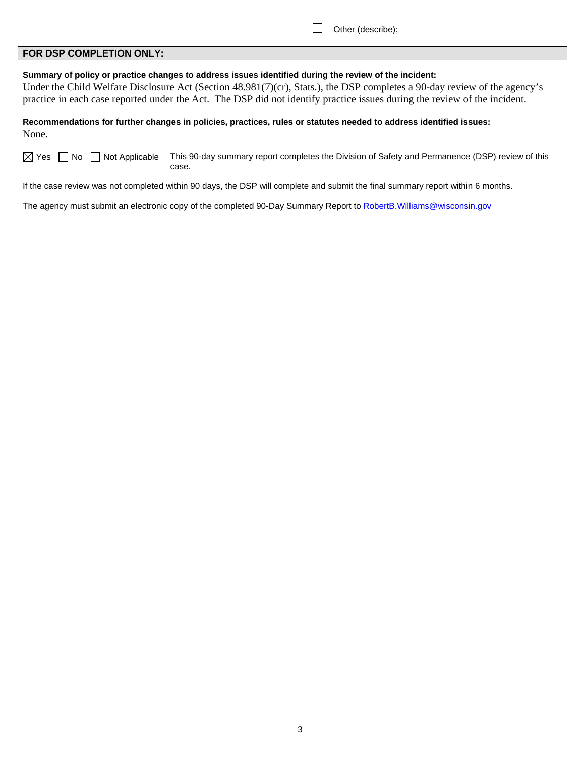☐ Other (describe):

## FOR DSP COMPLETION ONLY:

**Summary of policy or practice changes to address issues identified during the review of the incident:**

Under the Child Welfare Disclosure Act (Section 48.981(7)(cr), Stats.), the DSP completes a 90-day review of the agency's practice in each case reported under the Act. The DSP did not identify practice issues during the review of the incident.

**Recommendations for further changes in policies, practices, rules or statutes needed to address identified issues:**

None.

☒ Yes ☐ No ☐ Not Applicable This 90-day summary report completes the Division of Safety and Permanence (DSP) review of this case.

If the case review was not completed within 90 days, the DSP will complete and submit the final summary report within 6 months.

The agency must submit an electronic copy of the completed 90-Day Summary Report to RobertB.Williams@wisconsin.gov